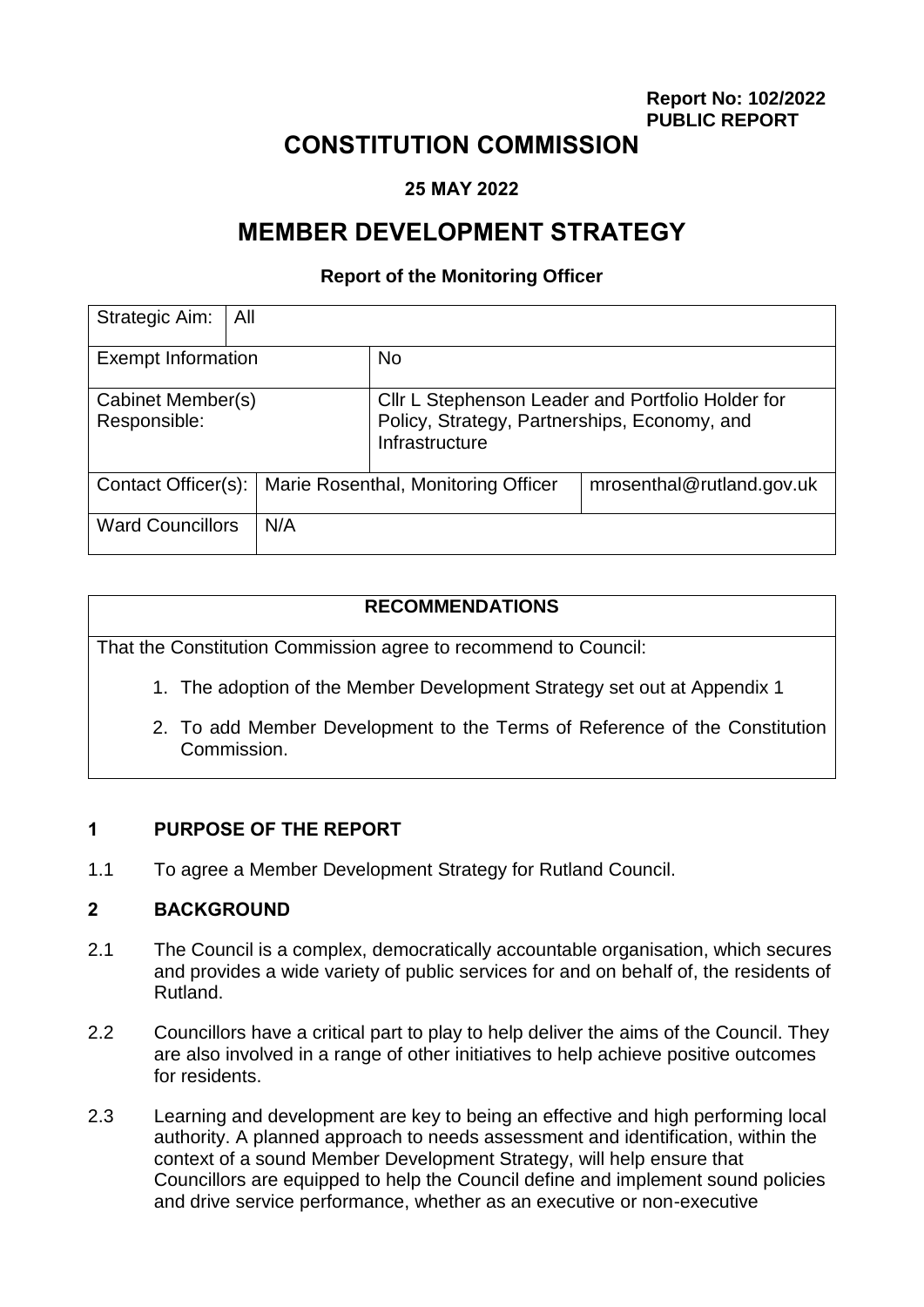**Report No: 102/2022**
**PUBLIC REPORT**

# CONSTITUTION COMMISSION

**25 MAY 2022**

# MEMBER DEVELOPMENT STRATEGY

**Report of the Monitoring Officer**

| Strategic Aim: | All | | |
|---|---|---|---|
| Exempt Information | | No | |
| Cabinet Member(s) Responsible: | | Cllr L Stephenson Leader and Portfolio Holder for Policy, Strategy, Partnerships, Economy, and Infrastructure | |
| Contact Officer(s): | Marie Rosenthal, Monitoring Officer | | mrosenthal@rutland.gov.uk |
| Ward Councillors | N/A | | |

| RECOMMENDATIONS |
|---|
| That the Constitution Commission agree to recommend to Council:<br>1. The adoption of the Member Development Strategy set out at Appendix 1<br>2. To add Member Development to the Terms of Reference of the Constitution Commission. |

## 1 PURPOSE OF THE REPORT

1.1 To agree a Member Development Strategy for Rutland Council.

## 2 BACKGROUND

2.1 The Council is a complex, democratically accountable organisation, which secures and provides a wide variety of public services for and on behalf of, the residents of Rutland.

2.2 Councillors have a critical part to play to help deliver the aims of the Council. They are also involved in a range of other initiatives to help achieve positive outcomes for residents.

2.3 Learning and development are key to being an effective and high performing local authority. A planned approach to needs assessment and identification, within the context of a sound Member Development Strategy, will help ensure that Councillors are equipped to help the Council define and implement sound policies and drive service performance, whether as an executive or non-executive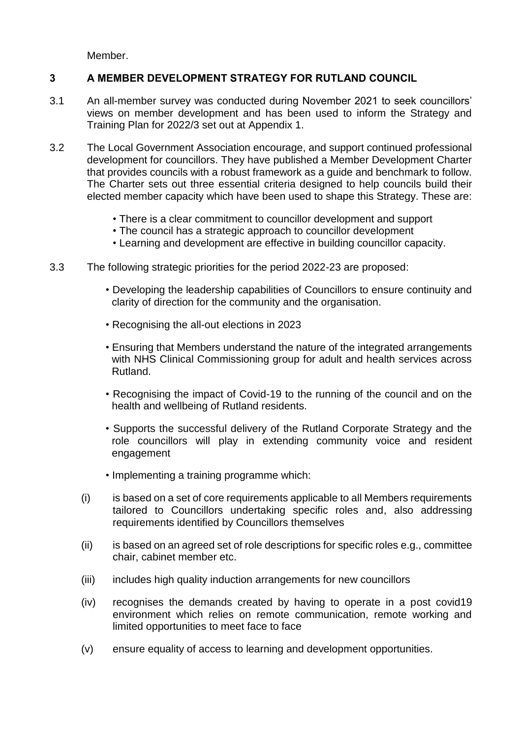Member.

## 3 A MEMBER DEVELOPMENT STRATEGY FOR RUTLAND COUNCIL

3.1 An all-member survey was conducted during November 2021 to seek councillors' views on member development and has been used to inform the Strategy and Training Plan for 2022/3 set out at Appendix 1.

3.2 The Local Government Association encourage, and support continued professional development for councillors. They have published a Member Development Charter that provides councils with a robust framework as a guide and benchmark to follow. The Charter sets out three essential criteria designed to help councils build their elected member capacity which have been used to shape this Strategy. These are:

- There is a clear commitment to councillor development and support
- The council has a strategic approach to councillor development
- Learning and development are effective in building councillor capacity.

3.3 The following strategic priorities for the period 2022-23 are proposed:

- Developing the leadership capabilities of Councillors to ensure continuity and clarity of direction for the community and the organisation.
- Recognising the all-out elections in 2023
- Ensuring that Members understand the nature of the integrated arrangements with NHS Clinical Commissioning group for adult and health services across Rutland.
- Recognising the impact of Covid-19 to the running of the council and on the health and wellbeing of Rutland residents.
- Supports the successful delivery of the Rutland Corporate Strategy and the role councillors will play in extending community voice and resident engagement
- Implementing a training programme which:

(i) is based on a set of core requirements applicable to all Members requirements tailored to Councillors undertaking specific roles and, also addressing requirements identified by Councillors themselves

(ii) is based on an agreed set of role descriptions for specific roles e.g., committee chair, cabinet member etc.

(iii) includes high quality induction arrangements for new councillors

(iv) recognises the demands created by having to operate in a post covid19 environment which relies on remote communication, remote working and limited opportunities to meet face to face

(v) ensure equality of access to learning and development opportunities.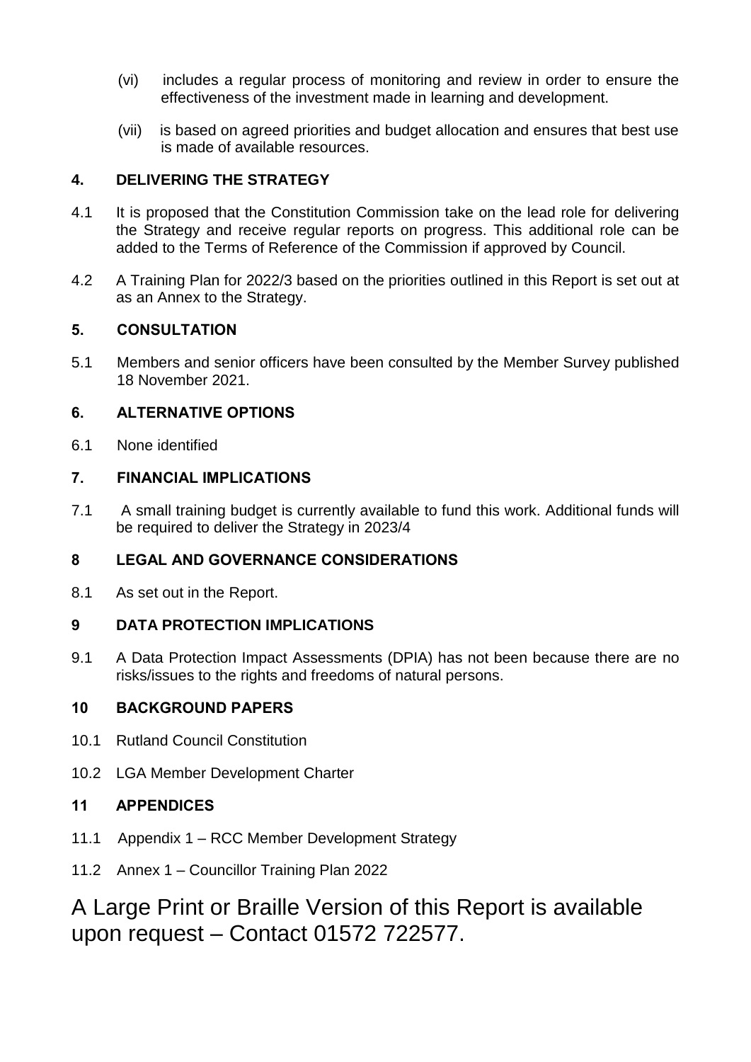(vi) includes a regular process of monitoring and review in order to ensure the effectiveness of the investment made in learning and development.

(vii) is based on agreed priorities and budget allocation and ensures that best use is made of available resources.

## 4. DELIVERING THE STRATEGY

4.1 It is proposed that the Constitution Commission take on the lead role for delivering the Strategy and receive regular reports on progress. This additional role can be added to the Terms of Reference of the Commission if approved by Council.

4.2 A Training Plan for 2022/3 based on the priorities outlined in this Report is set out at as an Annex to the Strategy.

## 5. CONSULTATION

5.1 Members and senior officers have been consulted by the Member Survey published 18 November 2021.

## 6. ALTERNATIVE OPTIONS

6.1 None identified

## 7. FINANCIAL IMPLICATIONS

7.1 A small training budget is currently available to fund this work. Additional funds will be required to deliver the Strategy in 2023/4

## 8 LEGAL AND GOVERNANCE CONSIDERATIONS

8.1 As set out in the Report.

## 9 DATA PROTECTION IMPLICATIONS

9.1 A Data Protection Impact Assessments (DPIA) has not been because there are no risks/issues to the rights and freedoms of natural persons.

## 10 BACKGROUND PAPERS

10.1 Rutland Council Constitution

10.2 LGA Member Development Charter

## 11 APPENDICES

11.1 Appendix 1 – RCC Member Development Strategy

11.2 Annex 1 – Councillor Training Plan 2022

A Large Print or Braille Version of this Report is available upon request – Contact 01572 722577.